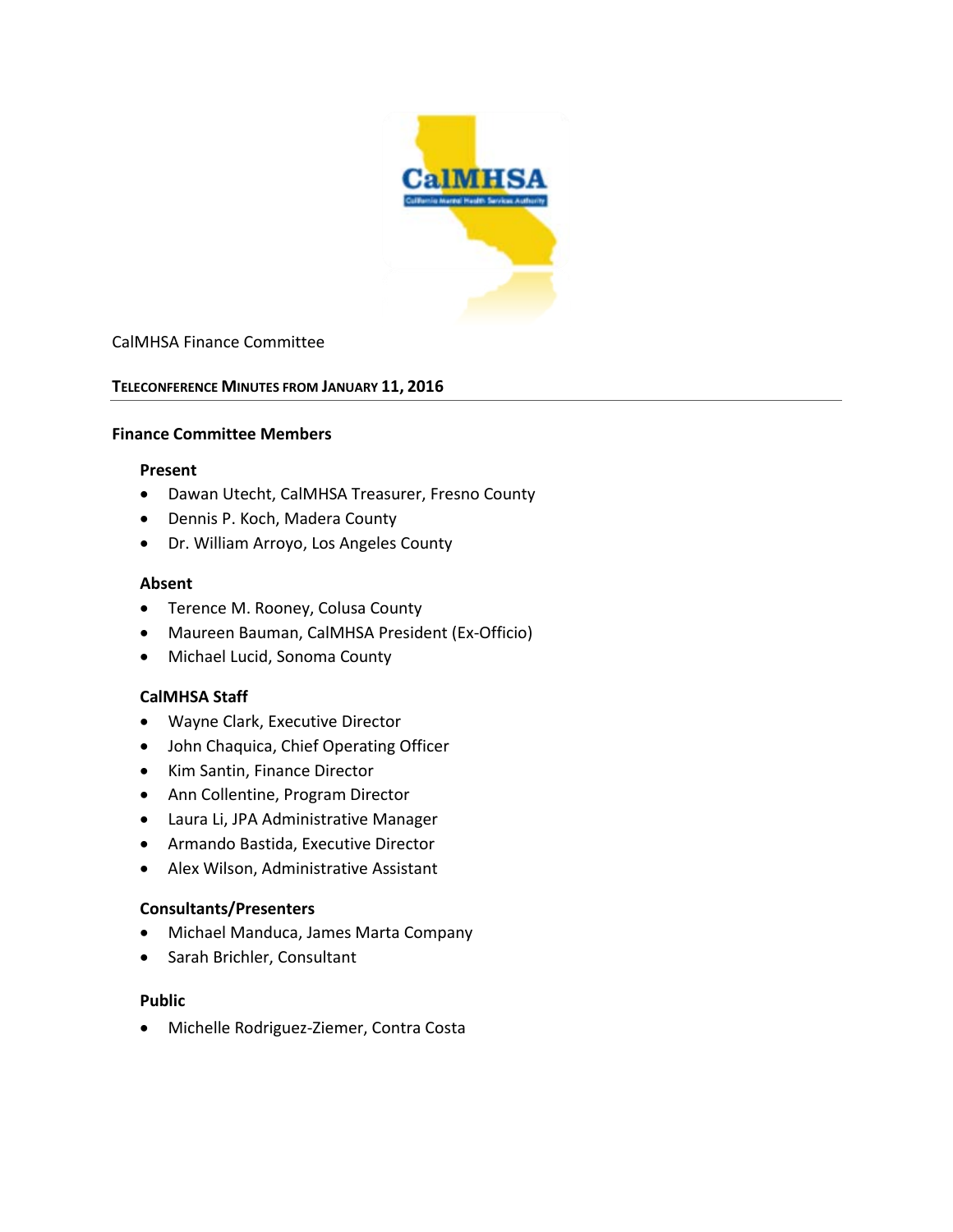CalMHSA Finance Committee

## TELECONFERENCE MINUTES FROM JANUARY 11, 2016

### Finance Committee Members

#### Present

- Dawan Utecht, CalMHSA Treasurer, Fresno County
- Dennis P. Koch, Madera County
- Dr. William Arroyo, Los Angeles County

#### Absent

- Terence M. Rooney, Colusa County
- Maureen Bauman, CalMHSA President (Ex-Officio)
- Michael Lucid, Sonoma County

#### CalMHSA Staff

- Wayne Clark, Executive Director
- John Chaquica, Chief Operating Officer
- Kim Santin, Finance Director
- Ann Collentine, Program Director
- Laura Li, JPA Administrative Manager
- Armando Bastida, Executive Director
- Alex Wilson, Administrative Assistant

#### Consultants/Presenters

- Michael Manduca, James Marta Company
- Sarah Brichler, Consultant

#### Public

- Michelle Rodriguez-Ziemer, Contra Costa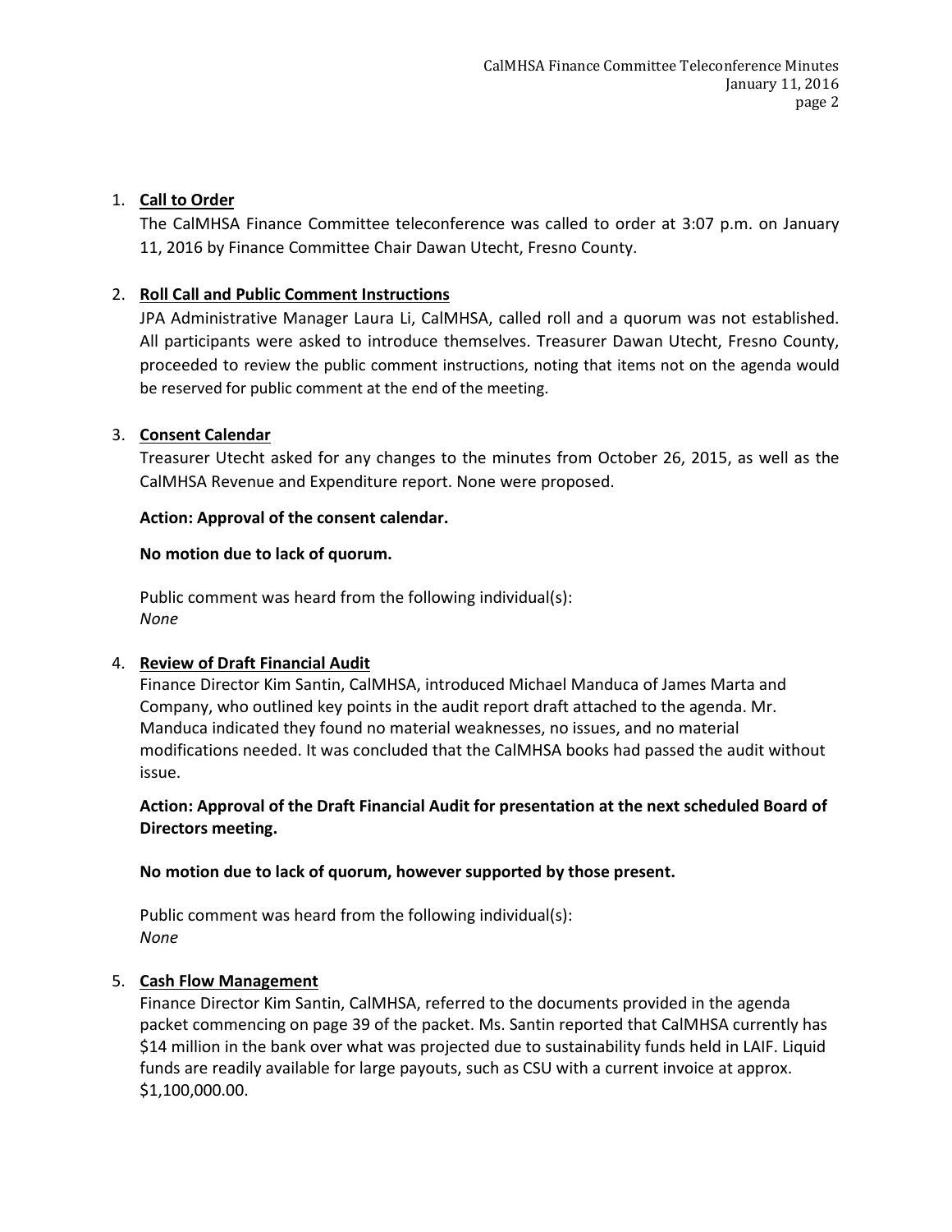1. **Call to Order**

   The CalMHSA Finance Committee teleconference was called to order at 3:07 p.m. on January 11, 2016 by Finance Committee Chair Dawan Utecht, Fresno County.

2. **Roll Call and Public Comment Instructions**

   JPA Administrative Manager Laura Li, CalMHSA, called roll and a quorum was not established. All participants were asked to introduce themselves. Treasurer Dawan Utecht, Fresno County, proceeded to review the public comment instructions, noting that items not on the agenda would be reserved for public comment at the end of the meeting.

3. **Consent Calendar**

   Treasurer Utecht asked for any changes to the minutes from October 26, 2015, as well as the CalMHSA Revenue and Expenditure report. None were proposed.

   **Action: Approval of the consent calendar.**

   **No motion due to lack of quorum.**

   Public comment was heard from the following individual(s):
   *None*

4. **Review of Draft Financial Audit**

   Finance Director Kim Santin, CalMHSA, introduced Michael Manduca of James Marta and Company, who outlined key points in the audit report draft attached to the agenda. Mr. Manduca indicated they found no material weaknesses, no issues, and no material modifications needed. It was concluded that the CalMHSA books had passed the audit without issue.

   **Action: Approval of the Draft Financial Audit for presentation at the next scheduled Board of Directors meeting.**

   **No motion due to lack of quorum, however supported by those present.**

   Public comment was heard from the following individual(s):
   *None*

5. **Cash Flow Management**

   Finance Director Kim Santin, CalMHSA, referred to the documents provided in the agenda packet commencing on page 39 of the packet. Ms. Santin reported that CalMHSA currently has $14 million in the bank over what was projected due to sustainability funds held in LAIF. Liquid funds are readily available for large payouts, such as CSU with a current invoice at approx. $1,100,000.00.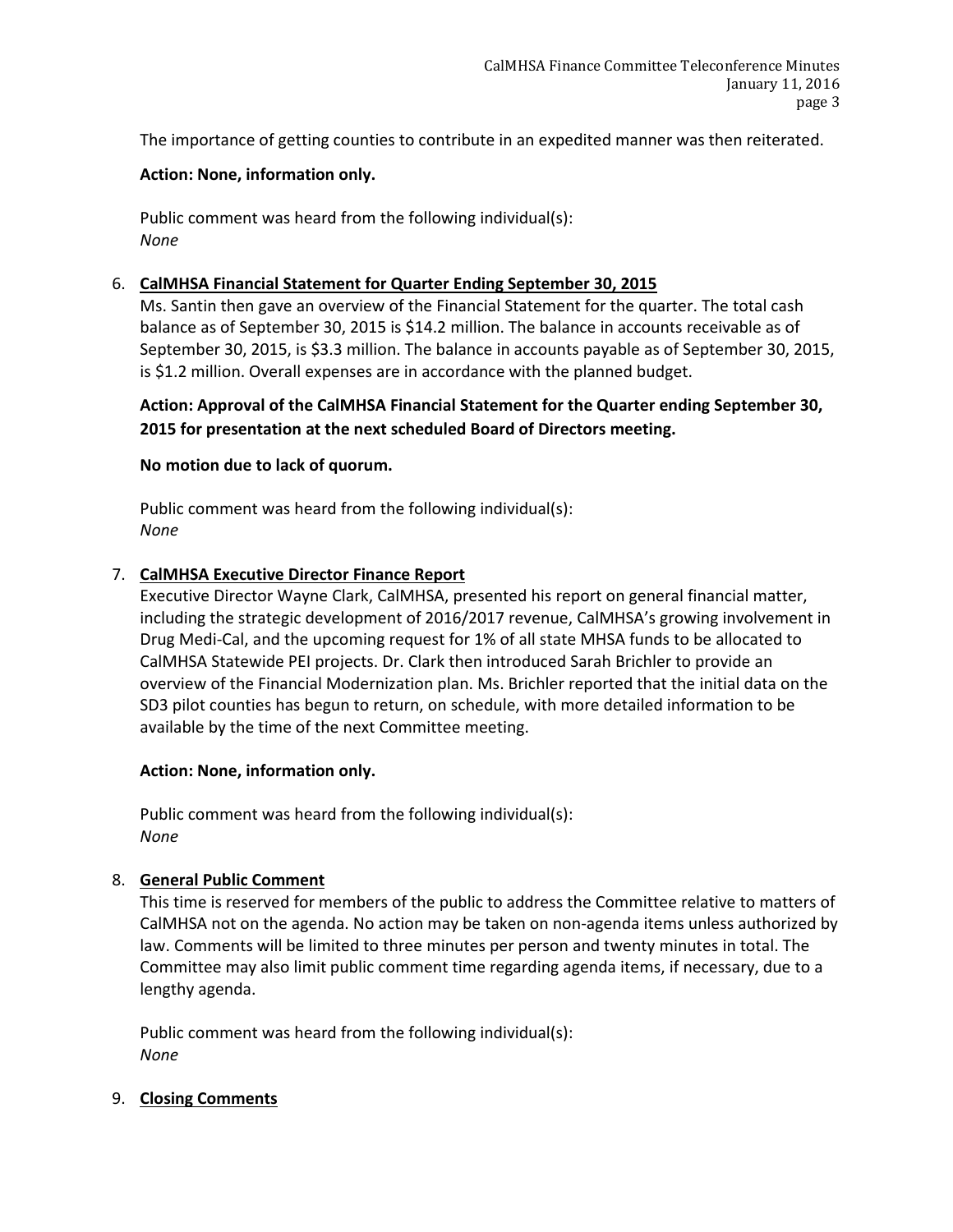The importance of getting counties to contribute in an expedited manner was then reiterated.

**Action: None, information only.**

Public comment was heard from the following individual(s):
*None*

6. **CalMHSA Financial Statement for Quarter Ending September 30, 2015**

   Ms. Santin then gave an overview of the Financial Statement for the quarter. The total cash balance as of September 30, 2015 is $14.2 million. The balance in accounts receivable as of September 30, 2015, is $3.3 million. The balance in accounts payable as of September 30, 2015, is $1.2 million. Overall expenses are in accordance with the planned budget.

   **Action: Approval of the CalMHSA Financial Statement for the Quarter ending September 30, 2015 for presentation at the next scheduled Board of Directors meeting.**

   **No motion due to lack of quorum.**

   Public comment was heard from the following individual(s):
   *None*

7. **CalMHSA Executive Director Finance Report**

   Executive Director Wayne Clark, CalMHSA, presented his report on general financial matter, including the strategic development of 2016/2017 revenue, CalMHSA's growing involvement in Drug Medi-Cal, and the upcoming request for 1% of all state MHSA funds to be allocated to CalMHSA Statewide PEI projects. Dr. Clark then introduced Sarah Brichler to provide an overview of the Financial Modernization plan. Ms. Brichler reported that the initial data on the SD3 pilot counties has begun to return, on schedule, with more detailed information to be available by the time of the next Committee meeting.

   **Action: None, information only.**

   Public comment was heard from the following individual(s):
   *None*

8. **General Public Comment**

   This time is reserved for members of the public to address the Committee relative to matters of CalMHSA not on the agenda. No action may be taken on non-agenda items unless authorized by law. Comments will be limited to three minutes per person and twenty minutes in total. The Committee may also limit public comment time regarding agenda items, if necessary, due to a lengthy agenda.

   Public comment was heard from the following individual(s):
   *None*

9. **Closing Comments**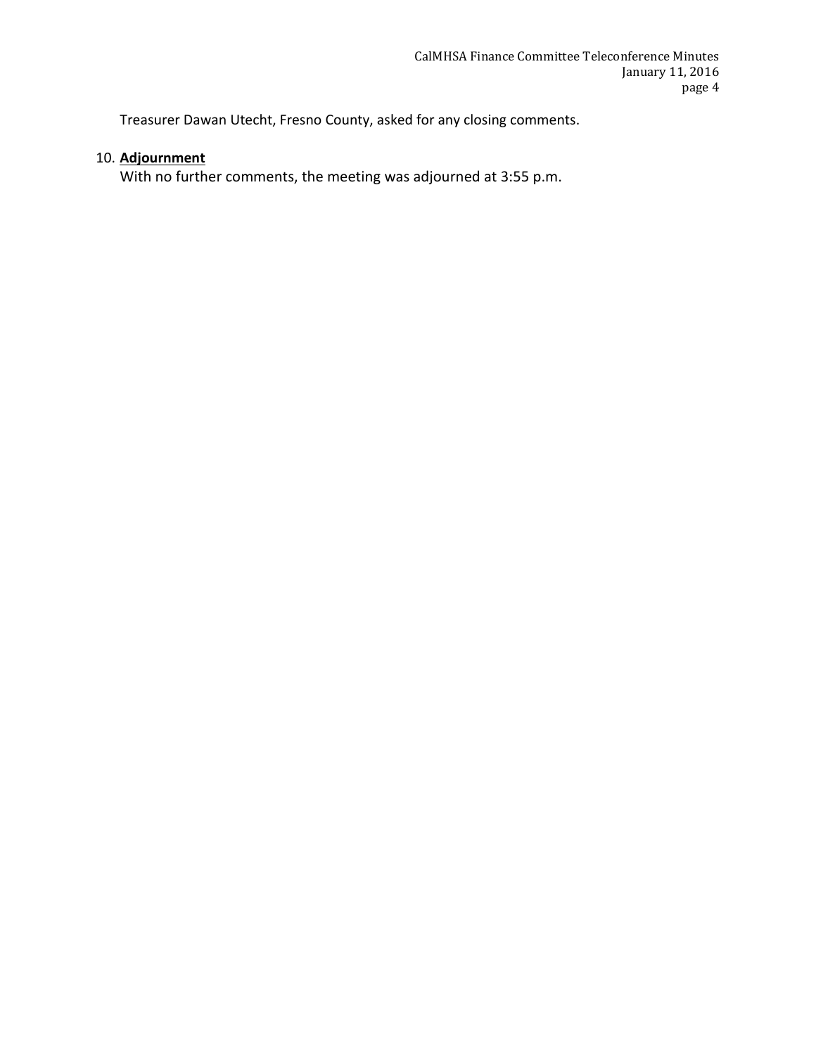Treasurer Dawan Utecht, Fresno County, asked for any closing comments.

10. **Adjournment**
    With no further comments, the meeting was adjourned at 3:55 p.m.